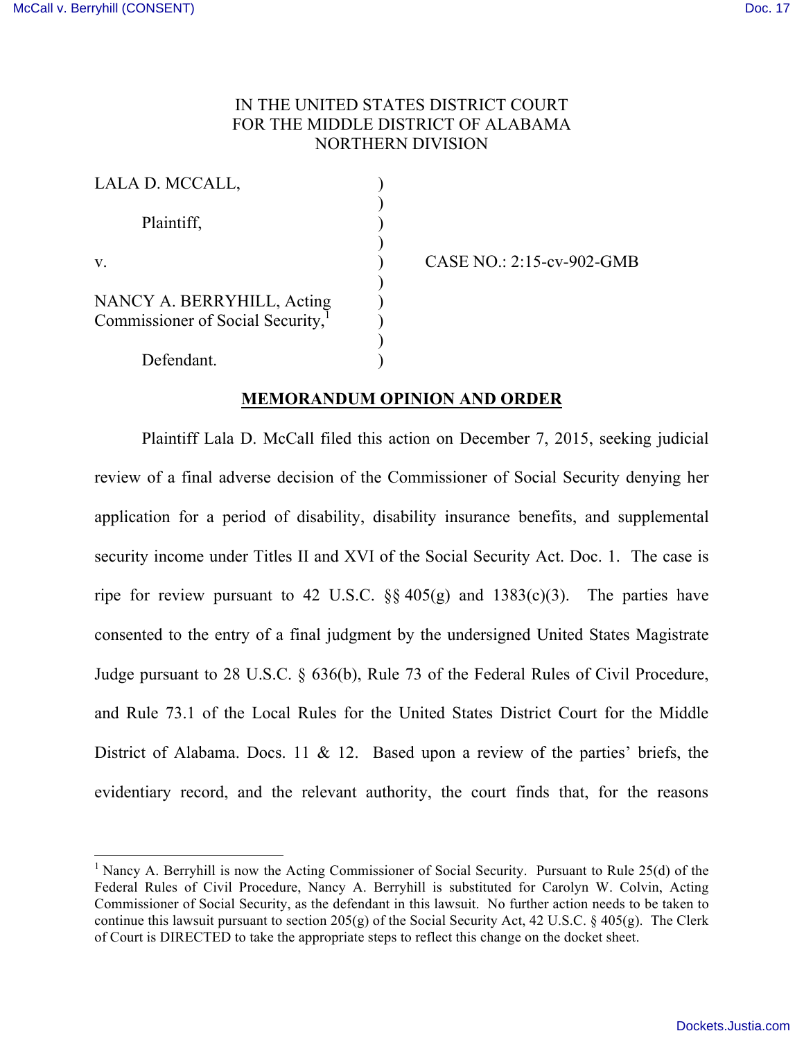IN THE UNITED STATES DISTRICT COURT
FOR THE MIDDLE DISTRICT OF ALABAMA
NORTHERN DIVISION

LALA D. MCCALL,

Plaintiff,

v.

NANCY A. BERRYHILL, Acting Commissioner of Social Security,[1]

Defendant.

CASE NO.: 2:15-cv-902-GMB

## MEMORANDUM OPINION AND ORDER

Plaintiff Lala D. McCall filed this action on December 7, 2015, seeking judicial review of a final adverse decision of the Commissioner of Social Security denying her application for a period of disability, disability insurance benefits, and supplemental security income under Titles II and XVI of the Social Security Act. Doc. 1. The case is ripe for review pursuant to 42 U.S.C. §§ 405(g) and 1383(c)(3). The parties have consented to the entry of a final judgment by the undersigned United States Magistrate Judge pursuant to 28 U.S.C. § 636(b), Rule 73 of the Federal Rules of Civil Procedure, and Rule 73.1 of the Local Rules for the United States District Court for the Middle District of Alabama. Docs. 11 & 12. Based upon a review of the parties' briefs, the evidentiary record, and the relevant authority, the court finds that, for the reasons

---

[1] Nancy A. Berryhill is now the Acting Commissioner of Social Security. Pursuant to Rule 25(d) of the Federal Rules of Civil Procedure, Nancy A. Berryhill is substituted for Carolyn W. Colvin, Acting Commissioner of Social Security, as the defendant in this lawsuit. No further action needs to be taken to continue this lawsuit pursuant to section 205(g) of the Social Security Act, 42 U.S.C. § 405(g). The Clerk of Court is DIRECTED to take the appropriate steps to reflect this change on the docket sheet.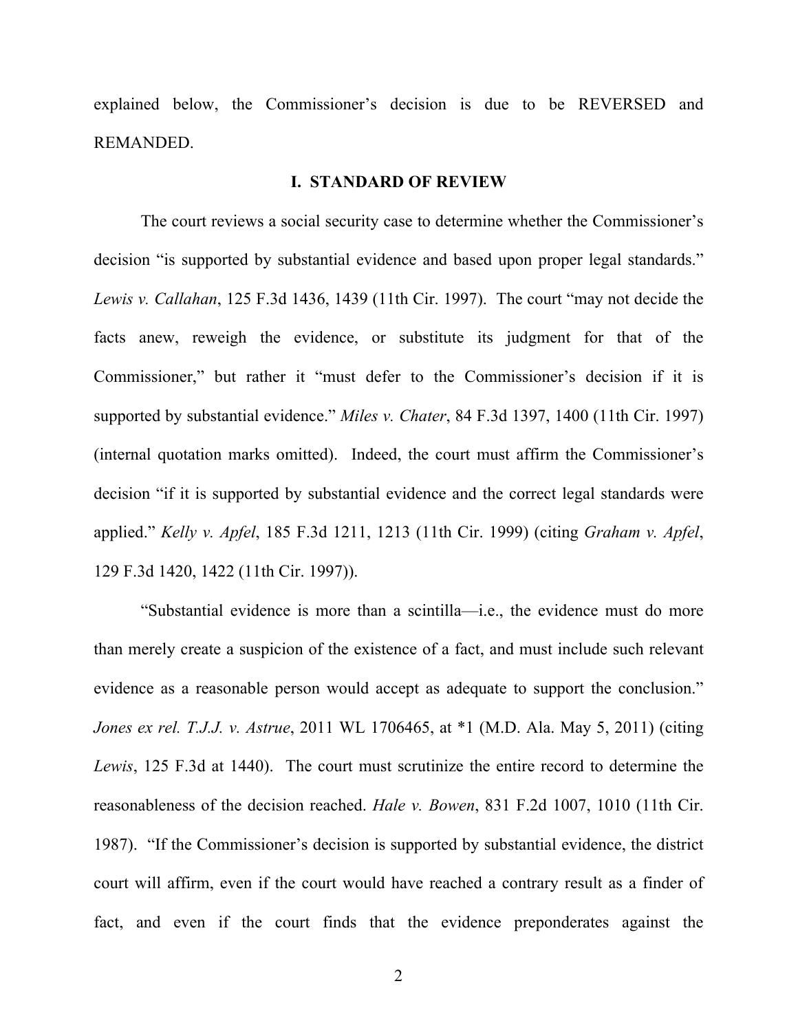explained below, the Commissioner's decision is due to be REVERSED and REMANDED.

## I. STANDARD OF REVIEW

The court reviews a social security case to determine whether the Commissioner's decision "is supported by substantial evidence and based upon proper legal standards." *Lewis v. Callahan*, 125 F.3d 1436, 1439 (11th Cir. 1997). The court "may not decide the facts anew, reweigh the evidence, or substitute its judgment for that of the Commissioner," but rather it "must defer to the Commissioner's decision if it is supported by substantial evidence." *Miles v. Chater*, 84 F.3d 1397, 1400 (11th Cir. 1997) (internal quotation marks omitted). Indeed, the court must affirm the Commissioner's decision "if it is supported by substantial evidence and the correct legal standards were applied." *Kelly v. Apfel*, 185 F.3d 1211, 1213 (11th Cir. 1999) (citing *Graham v. Apfel*, 129 F.3d 1420, 1422 (11th Cir. 1997)).

"Substantial evidence is more than a scintilla—i.e., the evidence must do more than merely create a suspicion of the existence of a fact, and must include such relevant evidence as a reasonable person would accept as adequate to support the conclusion." *Jones ex rel. T.J.J. v. Astrue*, 2011 WL 1706465, at *1 (M.D. Ala. May 5, 2011) (citing *Lewis*, 125 F.3d at 1440). The court must scrutinize the entire record to determine the reasonableness of the decision reached. *Hale v. Bowen*, 831 F.2d 1007, 1010 (11th Cir. 1987). "If the Commissioner's decision is supported by substantial evidence, the district court will affirm, even if the court would have reached a contrary result as a finder of fact, and even if the court finds that the evidence preponderates against the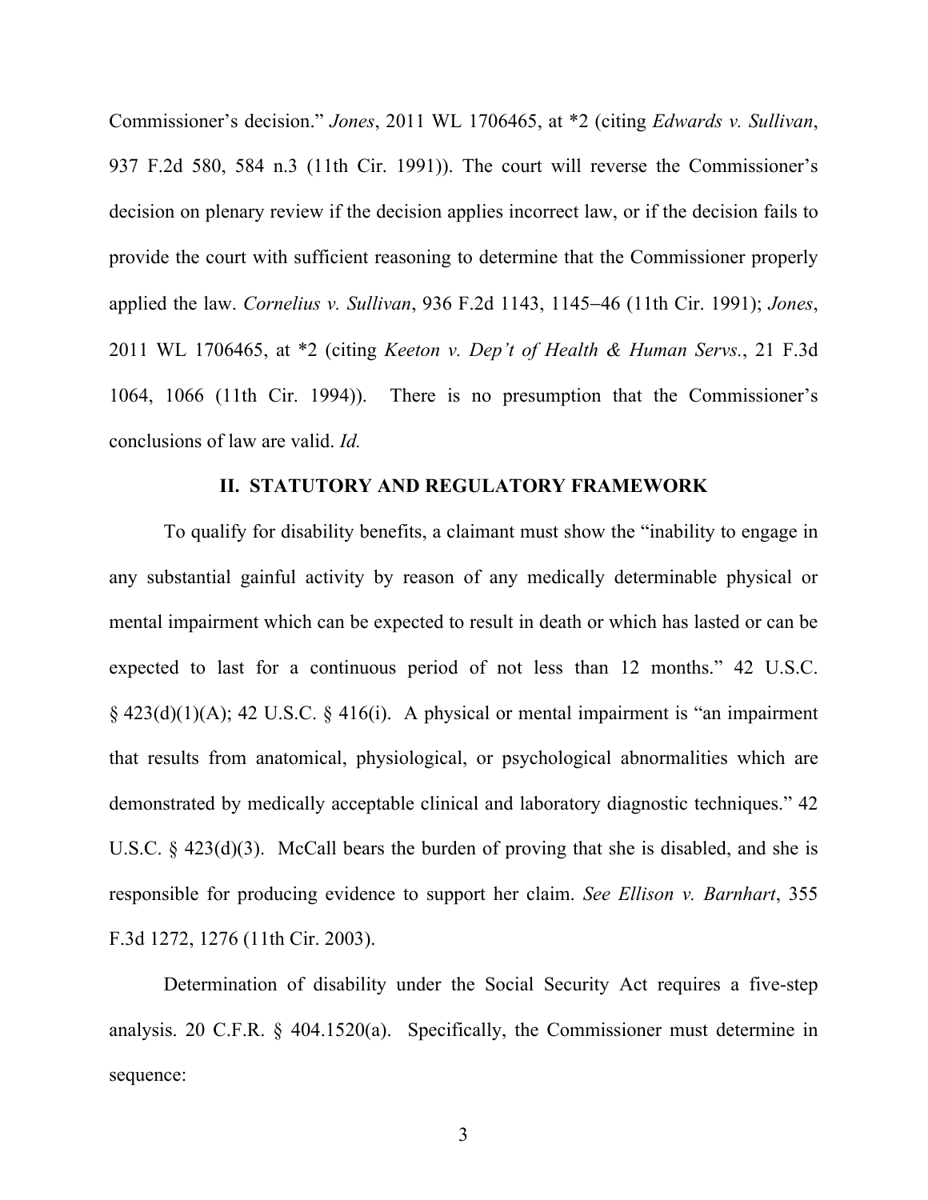Commissioner's decision." *Jones*, 2011 WL 1706465, at *2 (citing *Edwards v. Sullivan*, 937 F.2d 580, 584 n.3 (11th Cir. 1991)). The court will reverse the Commissioner's decision on plenary review if the decision applies incorrect law, or if the decision fails to provide the court with sufficient reasoning to determine that the Commissioner properly applied the law. *Cornelius v. Sullivan*, 936 F.2d 1143, 1145–46 (11th Cir. 1991); *Jones*, 2011 WL 1706465, at *2 (citing *Keeton v. Dep't of Health & Human Servs.*, 21 F.3d 1064, 1066 (11th Cir. 1994)). There is no presumption that the Commissioner's conclusions of law are valid. *Id.*

## II. STATUTORY AND REGULATORY FRAMEWORK

To qualify for disability benefits, a claimant must show the "inability to engage in any substantial gainful activity by reason of any medically determinable physical or mental impairment which can be expected to result in death or which has lasted or can be expected to last for a continuous period of not less than 12 months." 42 U.S.C. § 423(d)(1)(A); 42 U.S.C. § 416(i). A physical or mental impairment is "an impairment that results from anatomical, physiological, or psychological abnormalities which are demonstrated by medically acceptable clinical and laboratory diagnostic techniques." 42 U.S.C. § 423(d)(3). McCall bears the burden of proving that she is disabled, and she is responsible for producing evidence to support her claim. *See Ellison v. Barnhart*, 355 F.3d 1272, 1276 (11th Cir. 2003).

Determination of disability under the Social Security Act requires a five-step analysis. 20 C.F.R. § 404.1520(a). Specifically, the Commissioner must determine in sequence: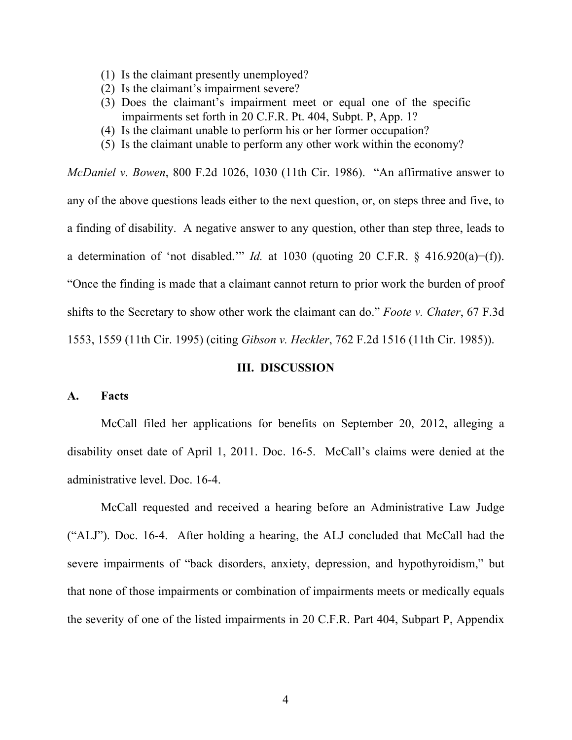(1) Is the claimant presently unemployed?
(2) Is the claimant's impairment severe?
(3) Does the claimant's impairment meet or equal one of the specific impairments set forth in 20 C.F.R. Pt. 404, Subpt. P, App. 1?
(4) Is the claimant unable to perform his or her former occupation?
(5) Is the claimant unable to perform any other work within the economy?

*McDaniel v. Bowen*, 800 F.2d 1026, 1030 (11th Cir. 1986). "An affirmative answer to any of the above questions leads either to the next question, or, on steps three and five, to a finding of disability. A negative answer to any question, other than step three, leads to a determination of 'not disabled.'" *Id.* at 1030 (quoting 20 C.F.R. § 416.920(a)−(f)). "Once the finding is made that a claimant cannot return to prior work the burden of proof shifts to the Secretary to show other work the claimant can do." *Foote v. Chater*, 67 F.3d 1553, 1559 (11th Cir. 1995) (citing *Gibson v. Heckler*, 762 F.2d 1516 (11th Cir. 1985)).

## III. DISCUSSION

### A. Facts

McCall filed her applications for benefits on September 20, 2012, alleging a disability onset date of April 1, 2011. Doc. 16-5. McCall's claims were denied at the administrative level. Doc. 16-4.

McCall requested and received a hearing before an Administrative Law Judge ("ALJ"). Doc. 16-4. After holding a hearing, the ALJ concluded that McCall had the severe impairments of "back disorders, anxiety, depression, and hypothyroidism," but that none of those impairments or combination of impairments meets or medically equals the severity of one of the listed impairments in 20 C.F.R. Part 404, Subpart P, Appendix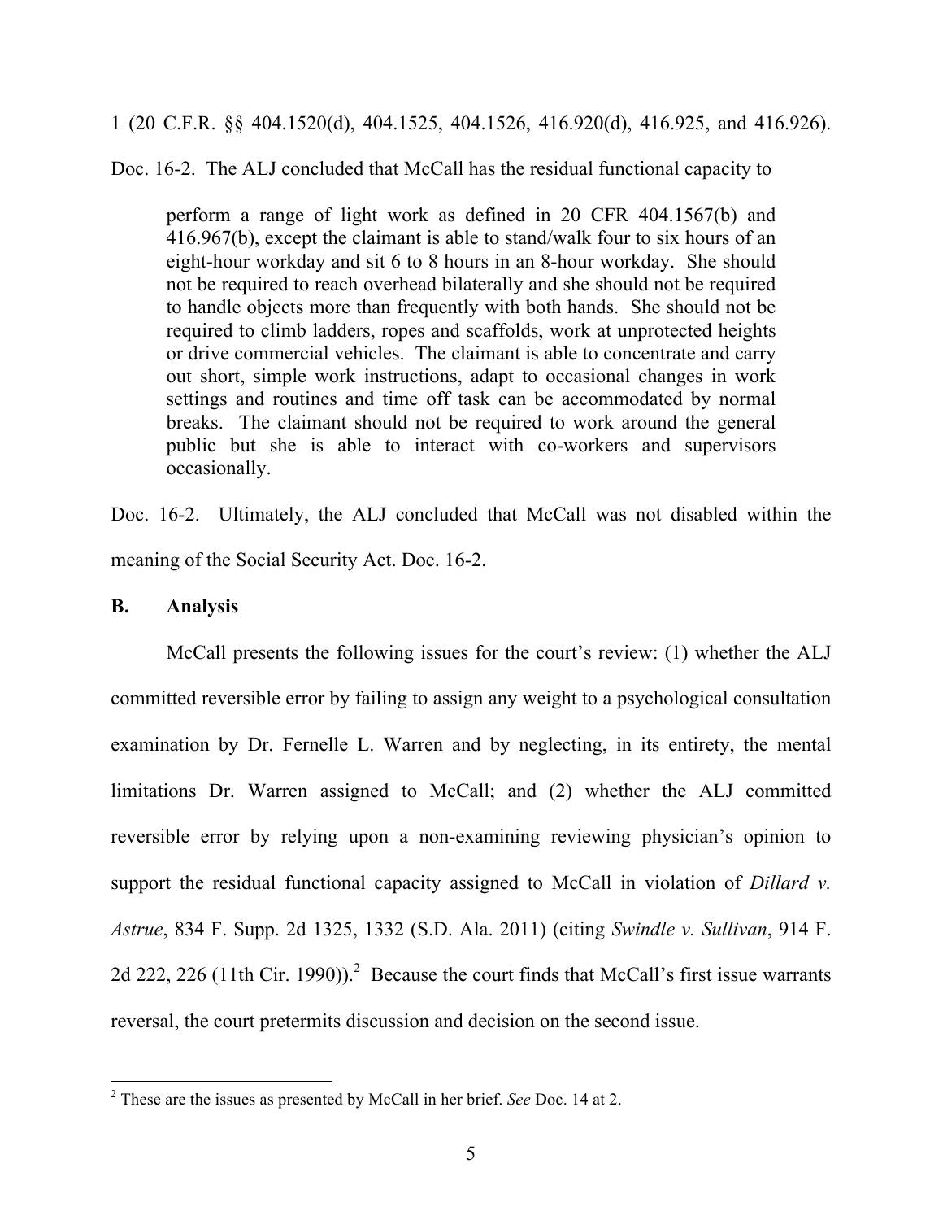1 (20 C.F.R. §§ 404.1520(d), 404.1525, 404.1526, 416.920(d), 416.925, and 416.926). Doc. 16-2. The ALJ concluded that McCall has the residual functional capacity to

> perform a range of light work as defined in 20 CFR 404.1567(b) and 416.967(b), except the claimant is able to stand/walk four to six hours of an eight-hour workday and sit 6 to 8 hours in an 8-hour workday. She should not be required to reach overhead bilaterally and she should not be required to handle objects more than frequently with both hands. She should not be required to climb ladders, ropes and scaffolds, work at unprotected heights or drive commercial vehicles. The claimant is able to concentrate and carry out short, simple work instructions, adapt to occasional changes in work settings and routines and time off task can be accommodated by normal breaks. The claimant should not be required to work around the general public but she is able to interact with co-workers and supervisors occasionally.

Doc. 16-2. Ultimately, the ALJ concluded that McCall was not disabled within the meaning of the Social Security Act. Doc. 16-2.

## B. Analysis

McCall presents the following issues for the court's review: (1) whether the ALJ committed reversible error by failing to assign any weight to a psychological consultation examination by Dr. Fernelle L. Warren and by neglecting, in its entirety, the mental limitations Dr. Warren assigned to McCall; and (2) whether the ALJ committed reversible error by relying upon a non-examining reviewing physician's opinion to support the residual functional capacity assigned to McCall in violation of *Dillard v. Astrue*, 834 F. Supp. 2d 1325, 1332 (S.D. Ala. 2011) (citing *Swindle v. Sullivan*, 914 F. 2d 222, 226 (11th Cir. 1990)).[2] Because the court finds that McCall's first issue warrants reversal, the court pretermits discussion and decision on the second issue.

---

[2] These are the issues as presented by McCall in her brief. *See* Doc. 14 at 2.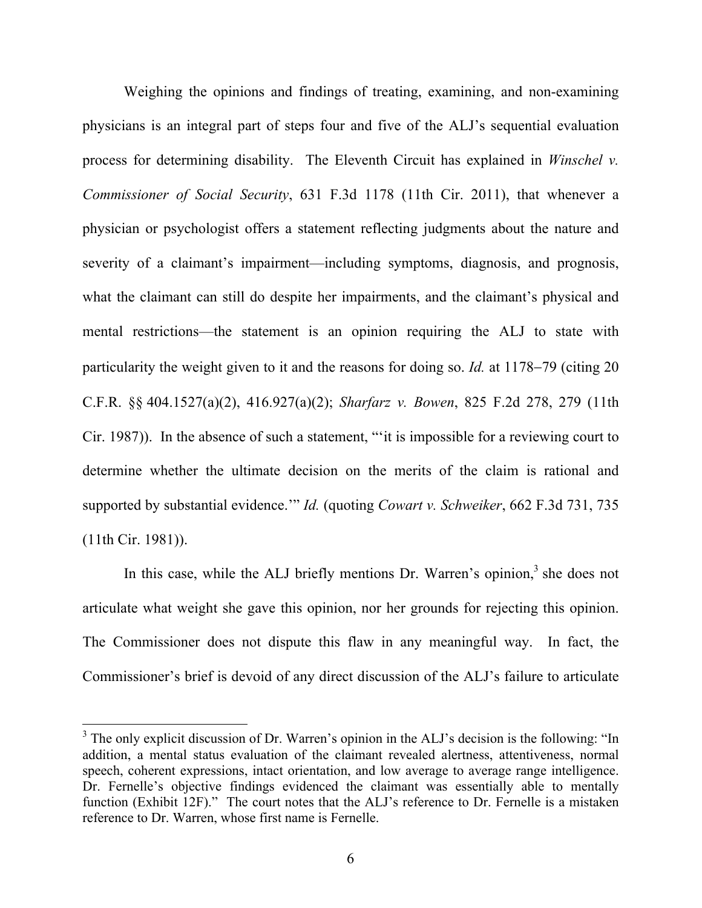Weighing the opinions and findings of treating, examining, and non-examining physicians is an integral part of steps four and five of the ALJ's sequential evaluation process for determining disability. The Eleventh Circuit has explained in *Winschel v. Commissioner of Social Security*, 631 F.3d 1178 (11th Cir. 2011), that whenever a physician or psychologist offers a statement reflecting judgments about the nature and severity of a claimant's impairment—including symptoms, diagnosis, and prognosis, what the claimant can still do despite her impairments, and the claimant's physical and mental restrictions—the statement is an opinion requiring the ALJ to state with particularity the weight given to it and the reasons for doing so. *Id.* at 1178–79 (citing 20 C.F.R. §§ 404.1527(a)(2), 416.927(a)(2); *Sharfarz v. Bowen*, 825 F.2d 278, 279 (11th Cir. 1987)). In the absence of such a statement, "'it is impossible for a reviewing court to determine whether the ultimate decision on the merits of the claim is rational and supported by substantial evidence.'" *Id.* (quoting *Cowart v. Schweiker*, 662 F.3d 731, 735 (11th Cir. 1981)).

In this case, while the ALJ briefly mentions Dr. Warren's opinion,[3] she does not articulate what weight she gave this opinion, nor her grounds for rejecting this opinion. The Commissioner does not dispute this flaw in any meaningful way. In fact, the Commissioner's brief is devoid of any direct discussion of the ALJ's failure to articulate

[3] The only explicit discussion of Dr. Warren's opinion in the ALJ's decision is the following: "In addition, a mental status evaluation of the claimant revealed alertness, attentiveness, normal speech, coherent expressions, intact orientation, and low average to average range intelligence. Dr. Fernelle's objective findings evidenced the claimant was essentially able to mentally function (Exhibit 12F)." The court notes that the ALJ's reference to Dr. Fernelle is a mistaken reference to Dr. Warren, whose first name is Fernelle.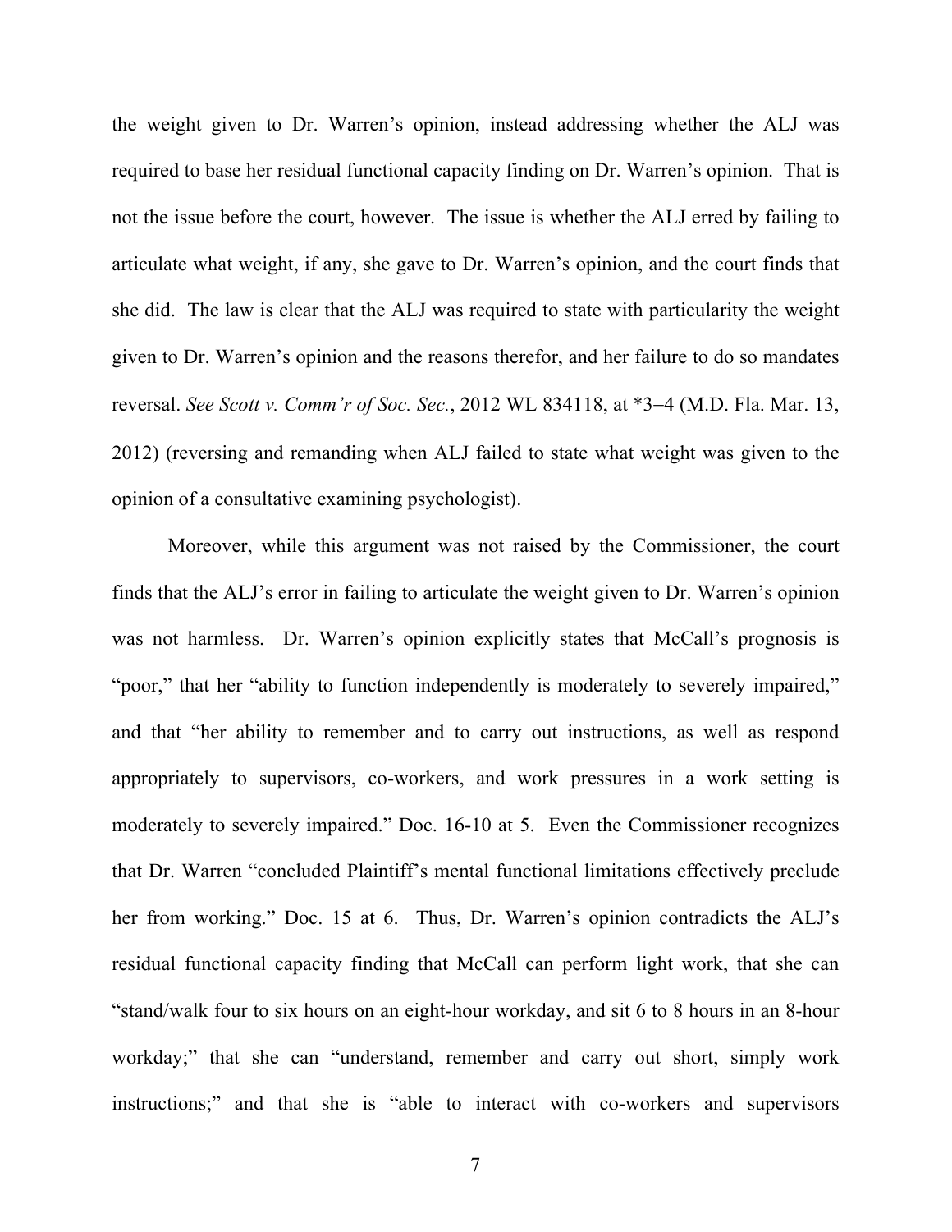the weight given to Dr. Warren's opinion, instead addressing whether the ALJ was required to base her residual functional capacity finding on Dr. Warren's opinion. That is not the issue before the court, however. The issue is whether the ALJ erred by failing to articulate what weight, if any, she gave to Dr. Warren's opinion, and the court finds that she did. The law is clear that the ALJ was required to state with particularity the weight given to Dr. Warren's opinion and the reasons therefor, and her failure to do so mandates reversal. *See Scott v. Comm'r of Soc. Sec.*, 2012 WL 834118, at *3–4 (M.D. Fla. Mar. 13, 2012) (reversing and remanding when ALJ failed to state what weight was given to the opinion of a consultative examining psychologist).

Moreover, while this argument was not raised by the Commissioner, the court finds that the ALJ's error in failing to articulate the weight given to Dr. Warren's opinion was not harmless. Dr. Warren's opinion explicitly states that McCall's prognosis is "poor," that her "ability to function independently is moderately to severely impaired," and that "her ability to remember and to carry out instructions, as well as respond appropriately to supervisors, co-workers, and work pressures in a work setting is moderately to severely impaired." Doc. 16-10 at 5. Even the Commissioner recognizes that Dr. Warren "concluded Plaintiff's mental functional limitations effectively preclude her from working." Doc. 15 at 6. Thus, Dr. Warren's opinion contradicts the ALJ's residual functional capacity finding that McCall can perform light work, that she can "stand/walk four to six hours on an eight-hour workday, and sit 6 to 8 hours in an 8-hour workday;" that she can "understand, remember and carry out short, simply work instructions;" and that she is "able to interact with co-workers and supervisors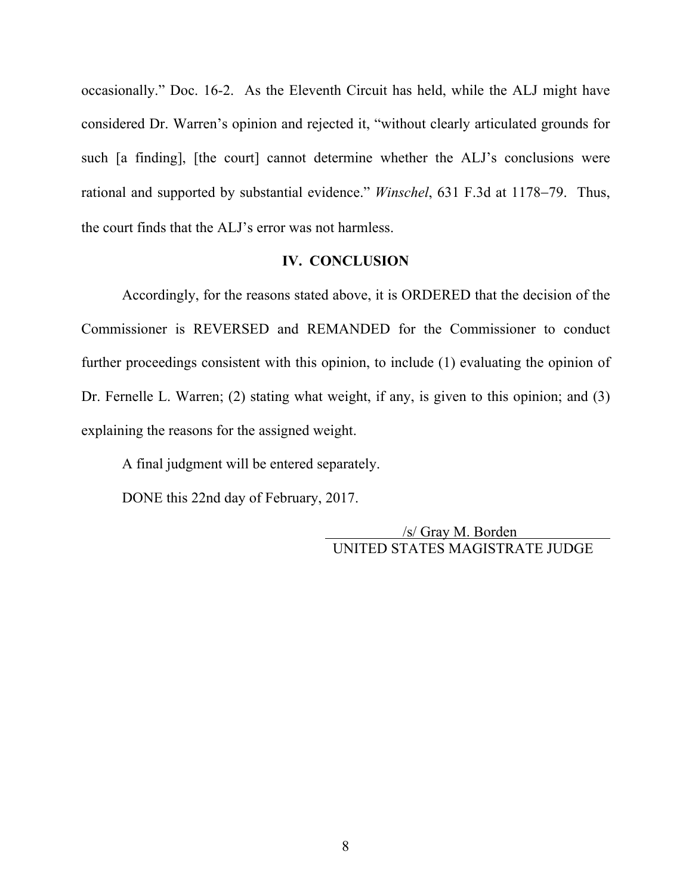occasionally." Doc. 16-2. As the Eleventh Circuit has held, while the ALJ might have considered Dr. Warren's opinion and rejected it, "without clearly articulated grounds for such [a finding], [the court] cannot determine whether the ALJ's conclusions were rational and supported by substantial evidence." *Winschel*, 631 F.3d at 1178–79. Thus, the court finds that the ALJ's error was not harmless.

## IV. CONCLUSION

Accordingly, for the reasons stated above, it is ORDERED that the decision of the Commissioner is REVERSED and REMANDED for the Commissioner to conduct further proceedings consistent with this opinion, to include (1) evaluating the opinion of Dr. Fernelle L. Warren; (2) stating what weight, if any, is given to this opinion; and (3) explaining the reasons for the assigned weight.

A final judgment will be entered separately.

DONE this 22nd day of February, 2017.

/s/ Gray M. Borden
UNITED STATES MAGISTRATE JUDGE